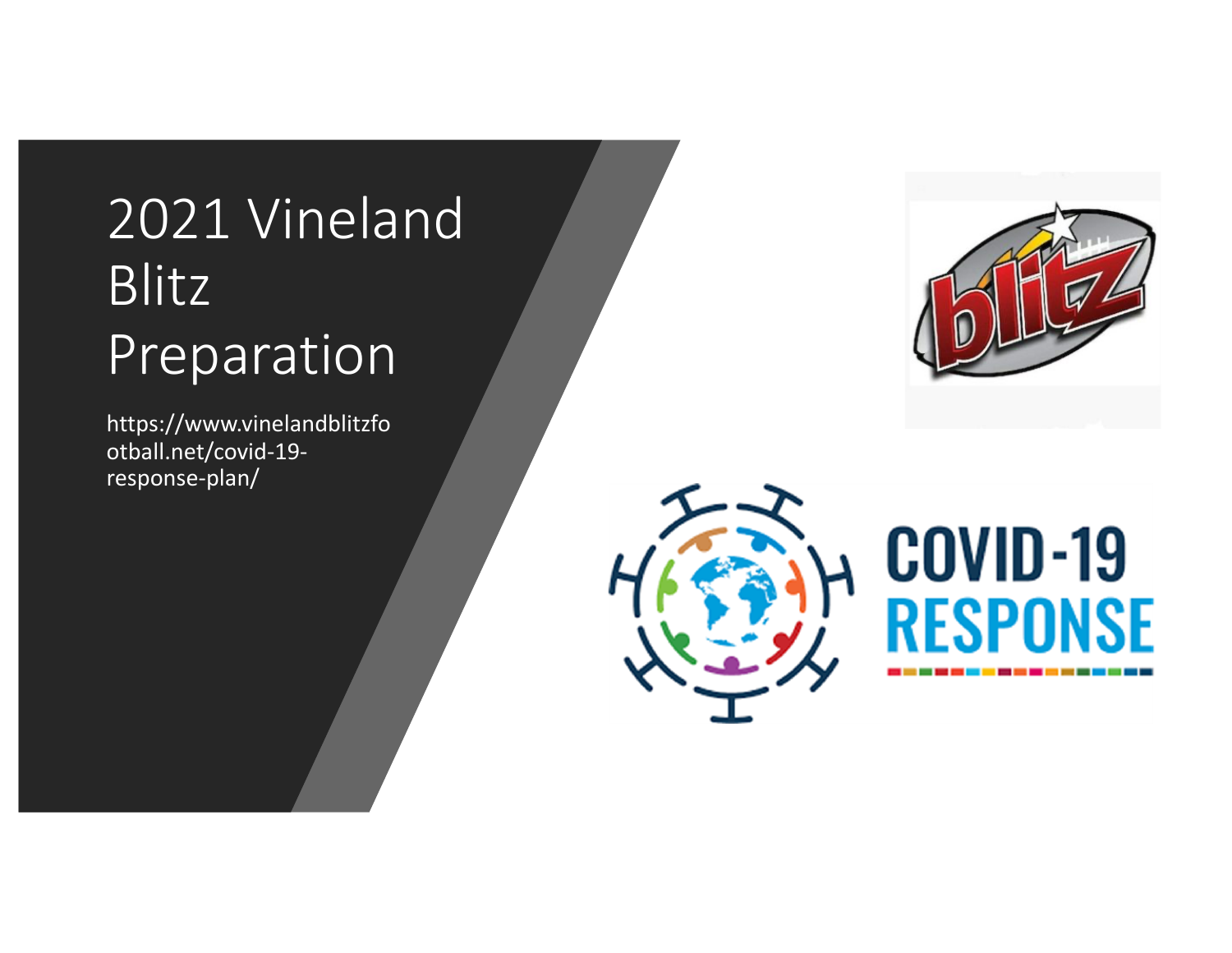# 2021 Vineland Blitz Preparation

https://www.vinelandblitzfootball.net/covid-19-response-plan/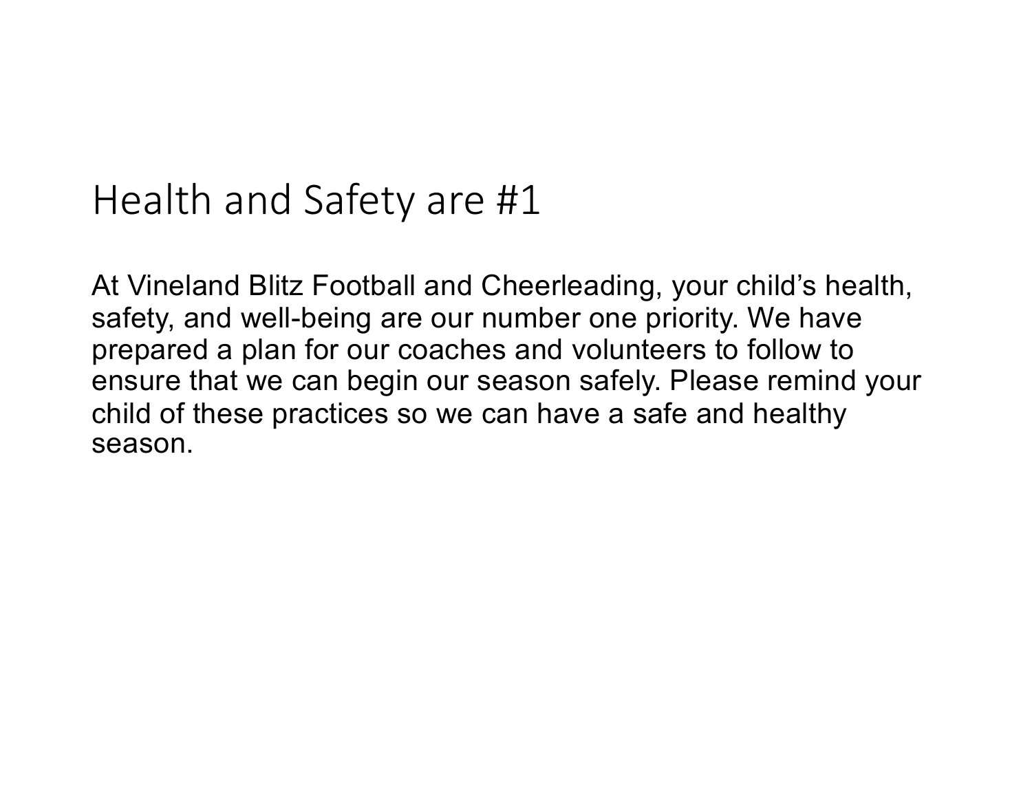# Health and Safety are #1

At Vineland Blitz Football and Cheerleading, your child's health, safety, and well-being are our number one priority. We have prepared a plan for our coaches and volunteers to follow to ensure that we can begin our season safely. Please remind your child of these practices so we can have a safe and healthy season.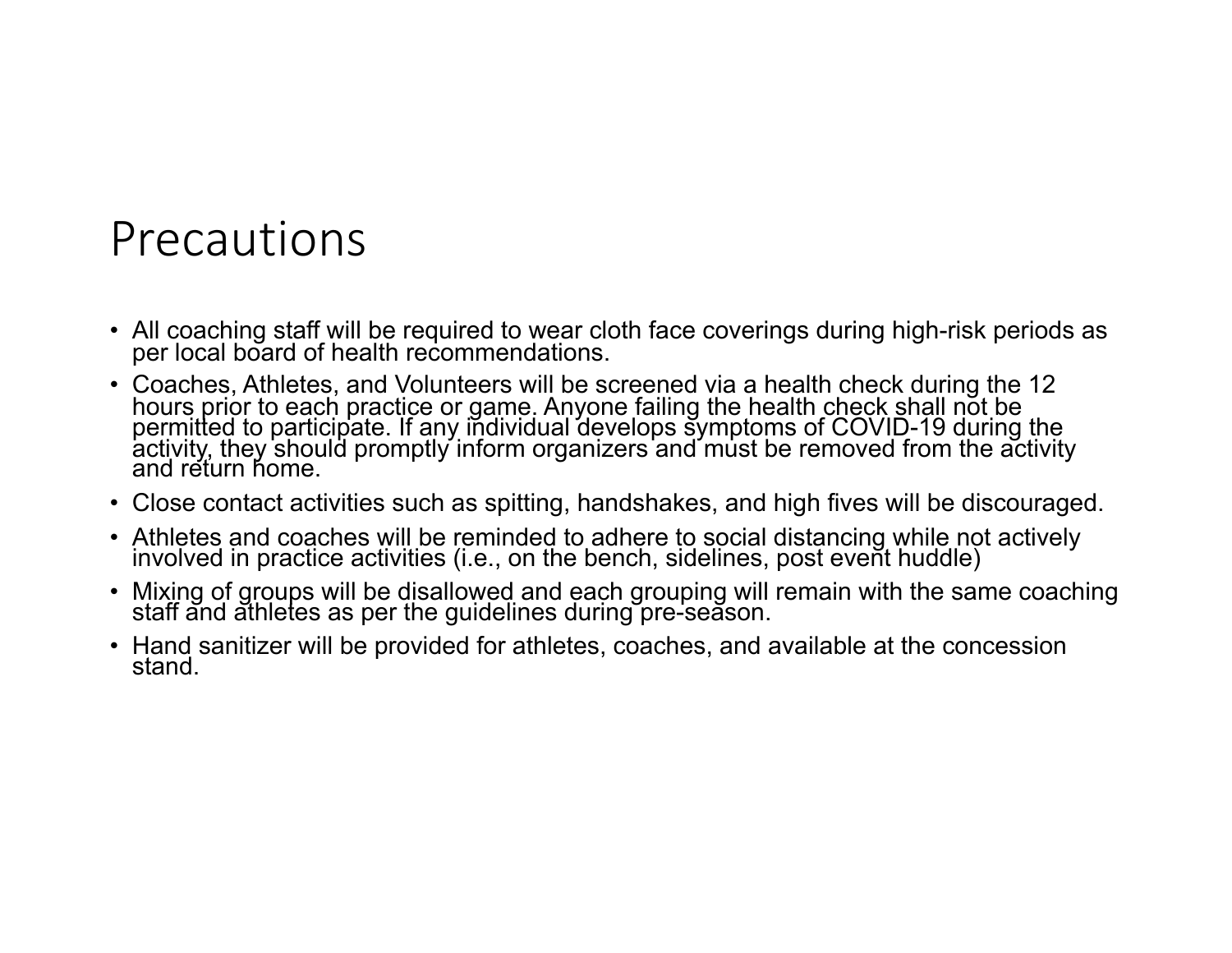# Precautions

- All coaching staff will be required to wear cloth face coverings during high-risk periods as per local board of health recommendations.
- Coaches, Athletes, and Volunteers will be screened via a health check during the 12 hours prior to each practice or game. Anyone failing the health check shall not be permitted to participate. If any individual develops symptoms of COVID-19 during the activity, they should promptly inform organizers and must be removed from the activity and return home.
- Close contact activities such as spitting, handshakes, and high fives will be discouraged.
- Athletes and coaches will be reminded to adhere to social distancing while not actively involved in practice activities (i.e., on the bench, sidelines, post event huddle)
- Mixing of groups will be disallowed and each grouping will remain with the same coaching staff and athletes as per the guidelines during pre-season.
- Hand sanitizer will be provided for athletes, coaches, and available at the concession stand.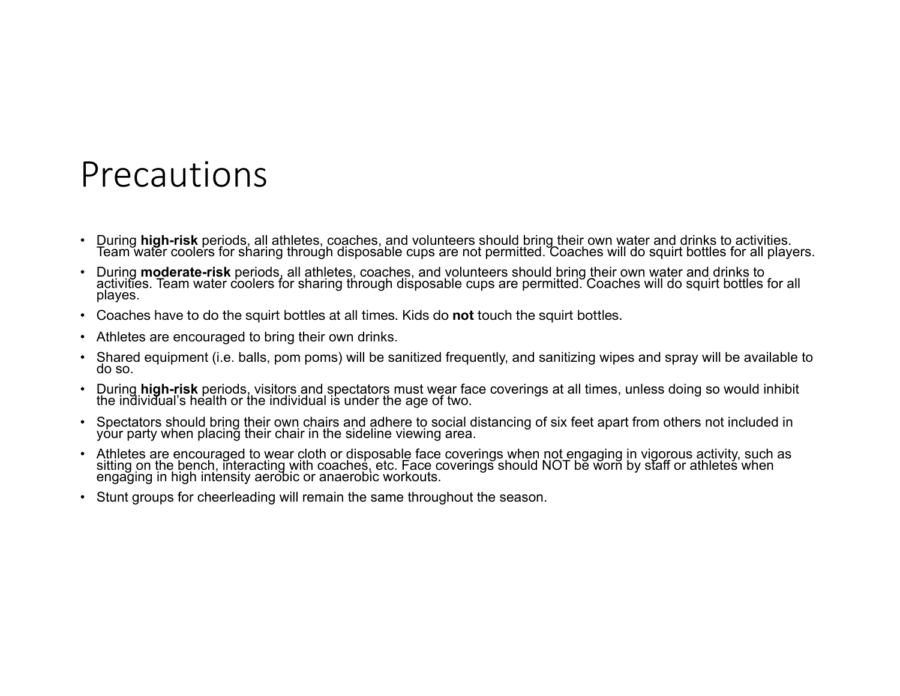# Precautions

- During **high-risk** periods, all athletes, coaches, and volunteers should bring their own water and drinks to activities. Team water coolers for sharing through disposable cups are not permitted. Coaches will do squirt bottles for all players.
- During **moderate-risk** periods, all athletes, coaches, and volunteers should bring their own water and drinks to activities. Team water coolers for sharing through disposable cups are permitted. Coaches will do squirt bottles for all playes.
- Coaches have to do the squirt bottles at all times. Kids do **not** touch the squirt bottles.
- Athletes are encouraged to bring their own drinks.
- Shared equipment (i.e. balls, pom poms) will be sanitized frequently, and sanitizing wipes and spray will be available to do so.
- During **high-risk** periods, visitors and spectators must wear face coverings at all times, unless doing so would inhibit the individual's health or the individual is under the age of two.
- Spectators should bring their own chairs and adhere to social distancing of six feet apart from others not included in your party when placing their chair in the sideline viewing area.
- Athletes are encouraged to wear cloth or disposable face coverings when not engaging in vigorous activity, such as sitting on the bench, interacting with coaches, etc. Face coverings should NOT be worn by staff or athletes when engaging in high intensity aerobic or anaerobic workouts.
- Stunt groups for cheerleading will remain the same throughout the season.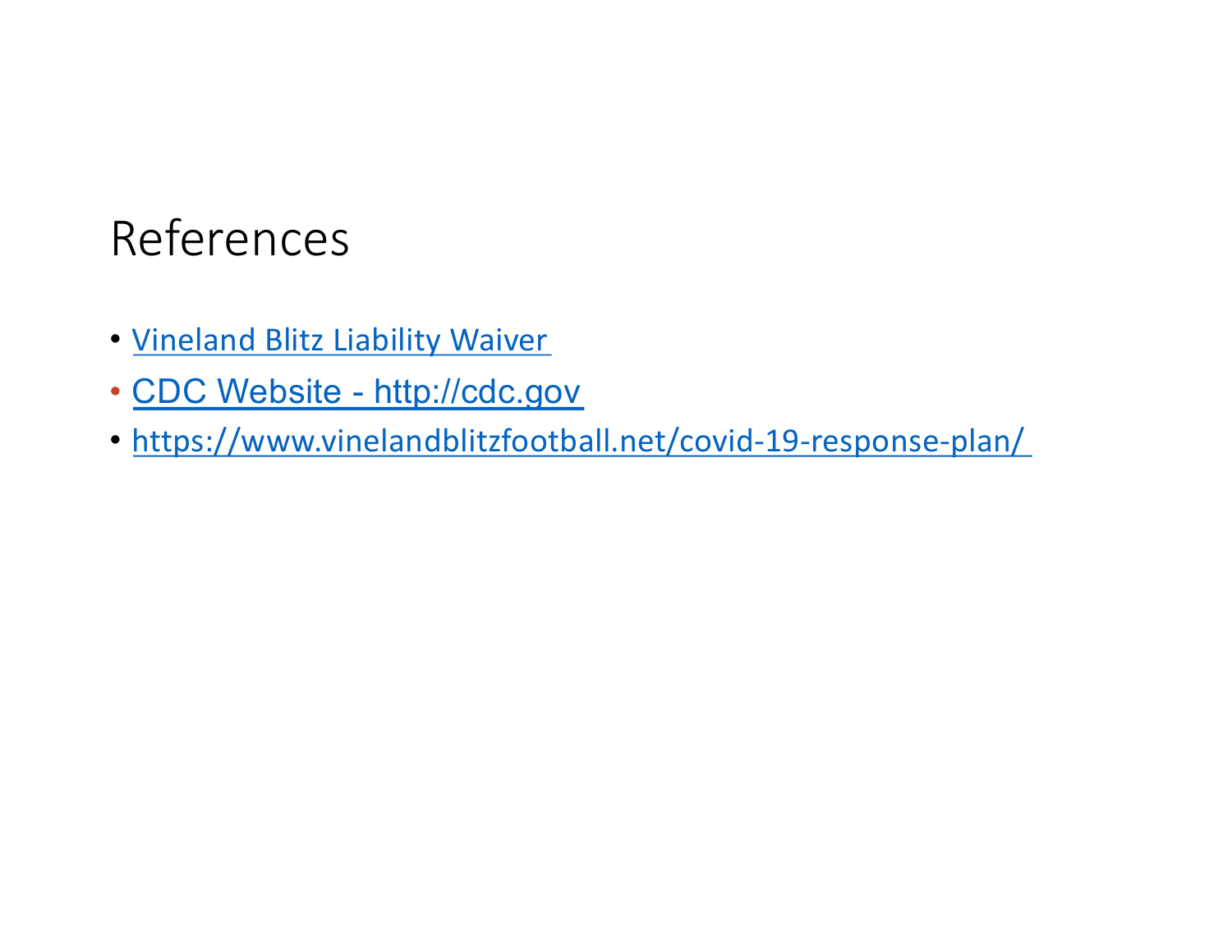# References

- Vineland Blitz Liability Waiver
- CDC Website - http://cdc.gov
- https://www.vinelandblitzfootball.net/covid-19-response-plan/